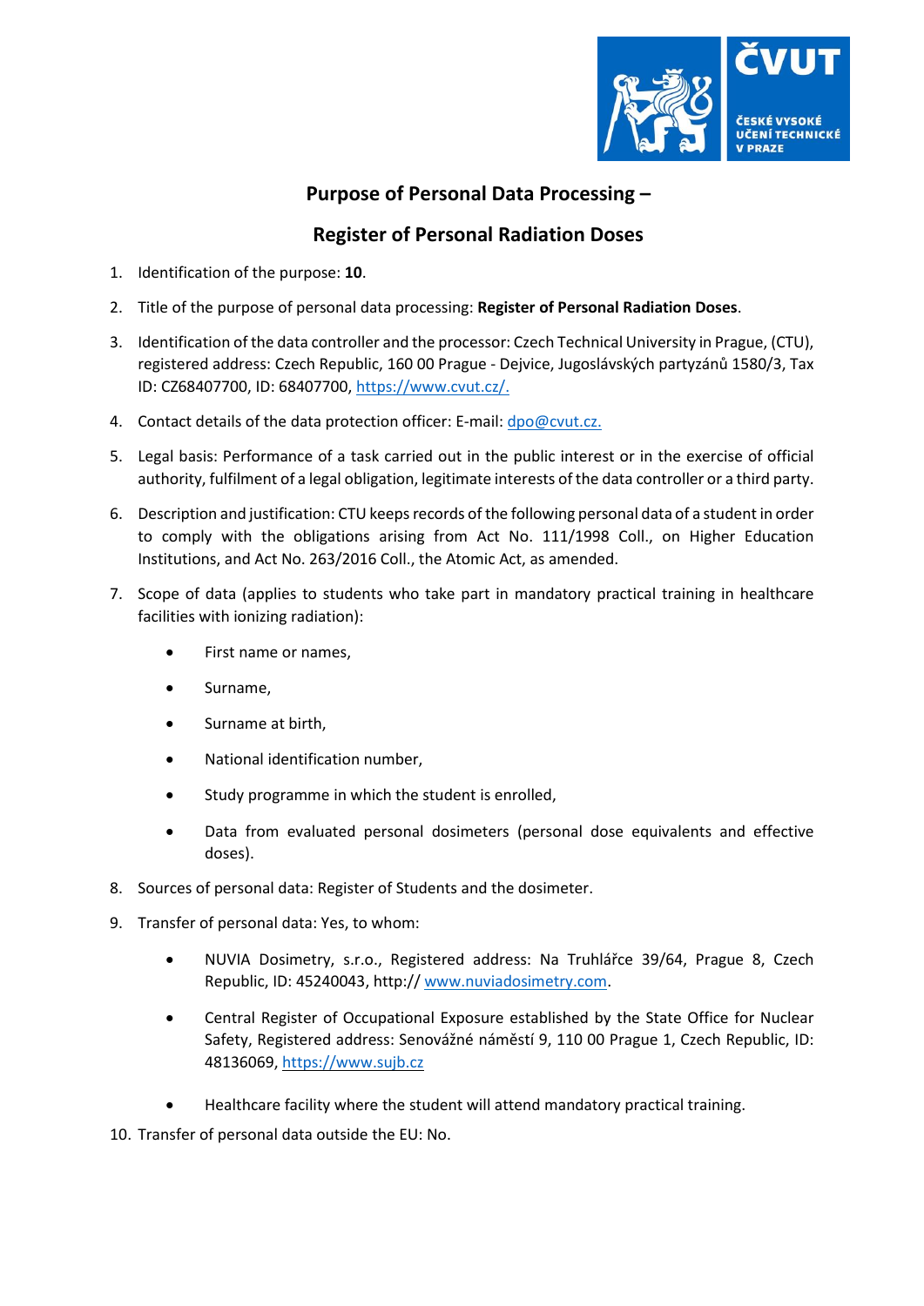# Purpose of Personal Data Processing –

# Register of Personal Radiation Doses

1. Identification of the purpose: **10**.
2. Title of the purpose of personal data processing: **Register of Personal Radiation Doses**.
3. Identification of the data controller and the processor: Czech Technical University in Prague, (CTU), registered address: Czech Republic, 160 00 Prague - Dejvice, Jugoslávských partyzánů 1580/3, Tax ID: CZ68407700, ID: 68407700, https://www.cvut.cz/.
4. Contact details of the data protection officer: E-mail: dpo@cvut.cz.
5. Legal basis: Performance of a task carried out in the public interest or in the exercise of official authority, fulfilment of a legal obligation, legitimate interests of the data controller or a third party.
6. Description and justification: CTU keeps records of the following personal data of a student in order to comply with the obligations arising from Act No. 111/1998 Coll., on Higher Education Institutions, and Act No. 263/2016 Coll., the Atomic Act, as amended.
7. Scope of data (applies to students who take part in mandatory practical training in healthcare facilities with ionizing radiation):
   - First name or names,
   - Surname,
   - Surname at birth,
   - National identification number,
   - Study programme in which the student is enrolled,
   - Data from evaluated personal dosimeters (personal dose equivalents and effective doses).
8. Sources of personal data: Register of Students and the dosimeter.
9. Transfer of personal data: Yes, to whom:
   - NUVIA Dosimetry, s.r.o., Registered address: Na Truhlářce 39/64, Prague 8, Czech Republic, ID: 45240043, http:// www.nuviadosimetry.com.
   - Central Register of Occupational Exposure established by the State Office for Nuclear Safety, Registered address: Senovážné náměstí 9, 110 00 Prague 1, Czech Republic, ID: 48136069, https://www.sujb.cz
   - Healthcare facility where the student will attend mandatory practical training.
10. Transfer of personal data outside the EU: No.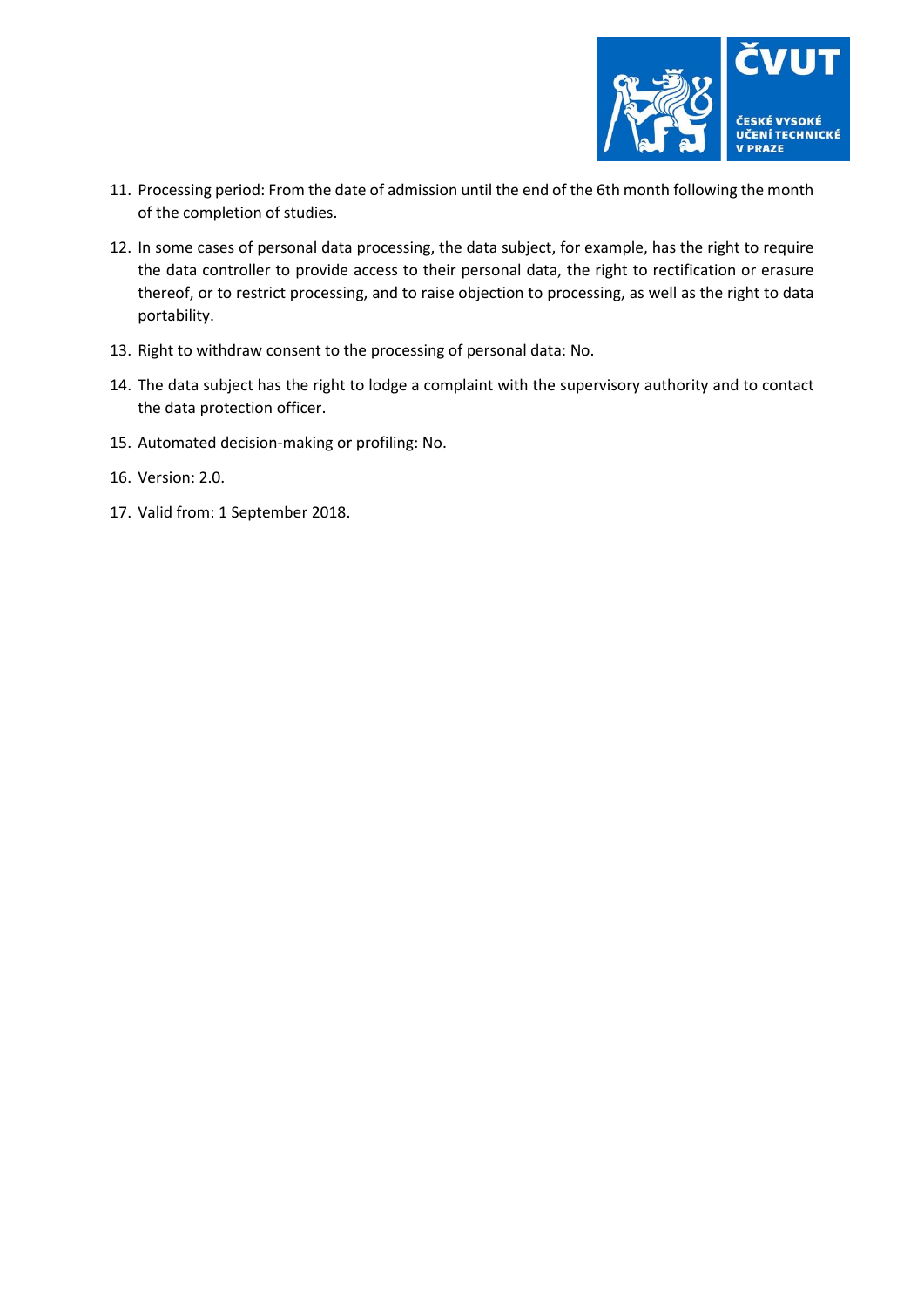11. Processing period: From the date of admission until the end of the 6th month following the month of the completion of studies.
12. In some cases of personal data processing, the data subject, for example, has the right to require the data controller to provide access to their personal data, the right to rectification or erasure thereof, or to restrict processing, and to raise objection to processing, as well as the right to data portability.
13. Right to withdraw consent to the processing of personal data: No.
14. The data subject has the right to lodge a complaint with the supervisory authority and to contact the data protection officer.
15. Automated decision-making or profiling: No.
16. Version: 2.0.
17. Valid from: 1 September 2018.